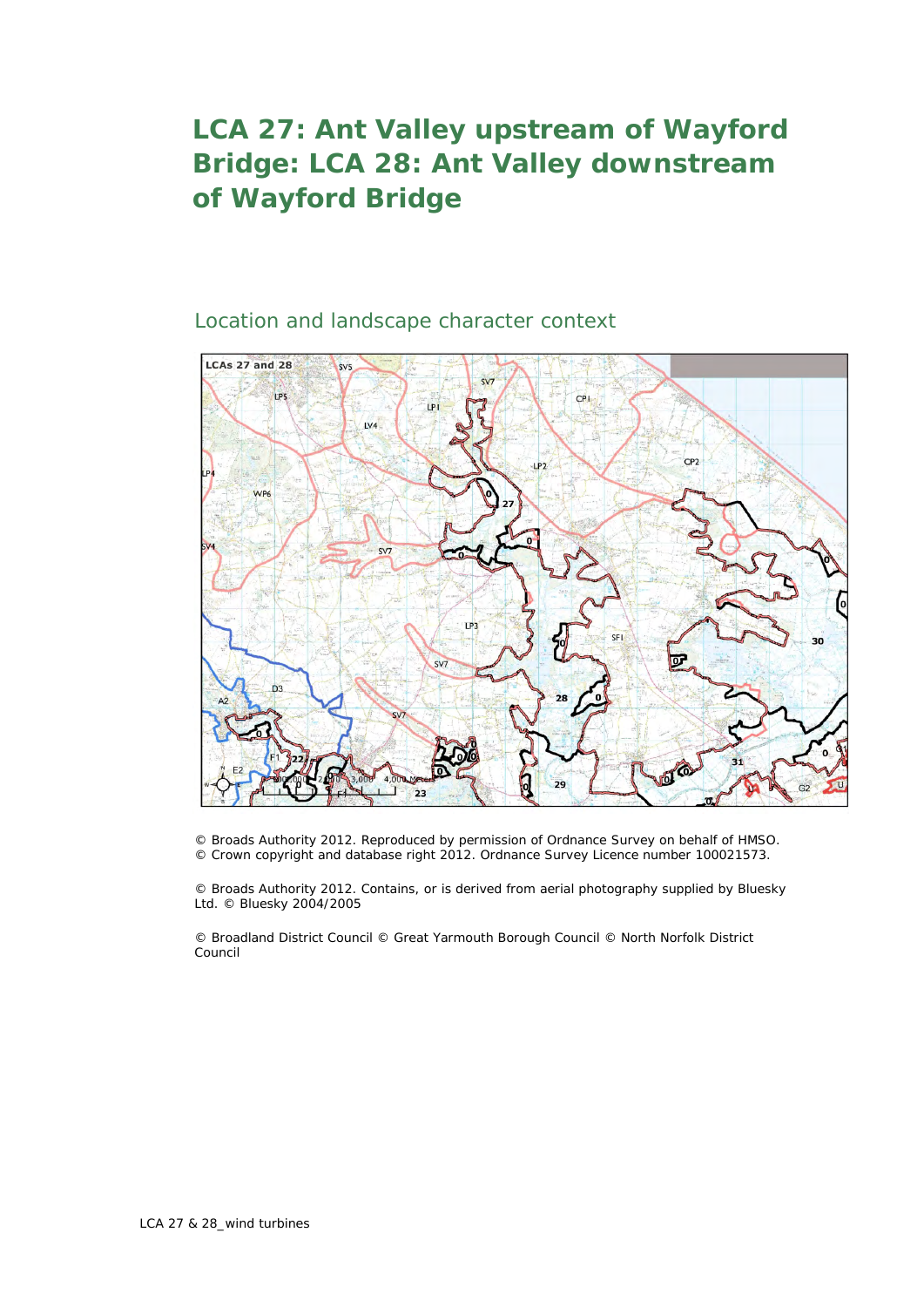# LCA 27: Ant Valley upstream of Wayford Bridge: LCA 28: Ant Valley downstream of Wayford Bridge

## Location and landscape character context

© Broads Authority 2012. Reproduced by permission of Ordnance Survey on behalf of HMSO. © Crown copyright and database right 2012. Ordnance Survey Licence number 100021573.

© Broads Authority 2012. Contains, or is derived from aerial photography supplied by Bluesky Ltd. © Bluesky 2004/2005

© Broadland District Council © Great Yarmouth Borough Council © North Norfolk District Council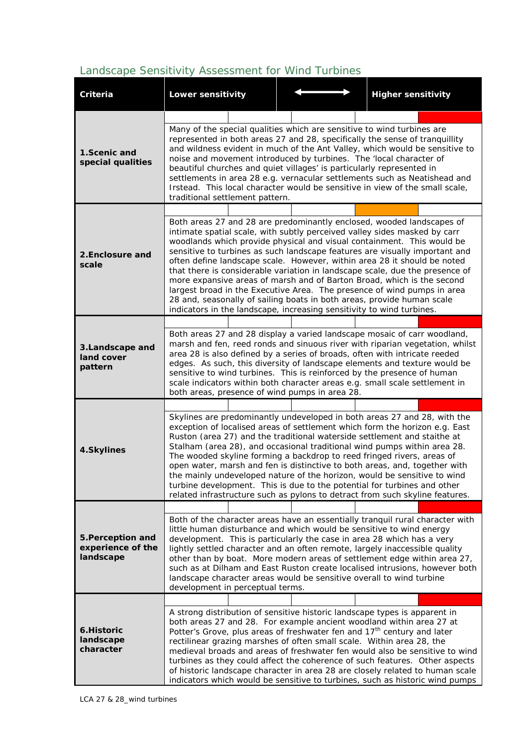## Landscape Sensitivity Assessment for Wind Turbines

| Criteria | Lower sensitivity ⟷ Higher sensitivity |
|---|---|
| **1.Scenic and special qualities** | Many of the special qualities which are sensitive to wind turbines are represented in both areas 27 and 28, specifically the sense of tranquillity and wildness evident in much of the Ant Valley, which would be sensitive to noise and movement introduced by turbines. The 'local character of beautiful churches and quiet villages' is particularly represented in settlements in area 28 e.g. vernacular settlements such as Neatishead and Irstead. This local character would be sensitive in view of the small scale, traditional settlement pattern. |
| **2.Enclosure and scale** | Both areas 27 and 28 are predominantly enclosed, wooded landscapes of intimate spatial scale, with subtly perceived valley sides masked by carr woodlands which provide physical and visual containment. This would be sensitive to turbines as such landscape features are visually important and often define landscape scale. However, within area 28 it should be noted that there is considerable variation in landscape scale, due the presence of more expansive areas of marsh and of Barton Broad, which is the second largest broad in the Executive Area. The presence of wind pumps in area 28 and, seasonally of sailing boats in both areas, provide human scale indicators in the landscape, increasing sensitivity to wind turbines. |
| **3.Landscape and land cover pattern** | Both areas 27 and 28 display a varied landscape mosaic of carr woodland, marsh and fen, reed ronds and sinuous river with riparian vegetation, whilst area 28 is also defined by a series of broads, often with intricate reeded edges. As such, this diversity of landscape elements and texture would be sensitive to wind turbines. This is reinforced by the presence of human scale indicators within both character areas e.g. small scale settlement in both areas, presence of wind pumps in area 28. |
| **4.Skylines** | Skylines are predominantly undeveloped in both areas 27 and 28, with the exception of localised areas of settlement which form the horizon e.g. East Ruston (area 27) and the traditional waterside settlement and staithe at Stalham (area 28), and occasional traditional wind pumps within area 28. The wooded skyline forming a backdrop to reed fringed rivers, areas of open water, marsh and fen is distinctive to both areas, and, together with the mainly undeveloped nature of the horizon, would be sensitive to wind turbine development. This is due to the potential for turbines and other related infrastructure such as pylons to detract from such skyline features. |
| **5.Perception and experience of the landscape** | Both of the character areas have an essentially tranquil rural character with little human disturbance and which would be sensitive to wind energy development. This is particularly the case in area 28 which has a very lightly settled character and an often remote, largely inaccessible quality other than by boat. More modern areas of settlement edge within area 27, such as at Dilham and East Ruston create localised intrusions, however both landscape character areas would be sensitive overall to wind turbine development in perceptual terms. |
| **6.Historic landscape character** | A strong distribution of sensitive historic landscape types is apparent in both areas 27 and 28. For example ancient woodland within area 27 at Potter's Grove, plus areas of freshwater fen and 17th century and later rectilinear grazing marshes of often small scale. Within area 28, the medieval broads and areas of freshwater fen would also be sensitive to wind turbines as they could affect the coherence of such features. Other aspects of historic landscape character in area 28 are closely related to human scale indicators which would be sensitive to turbines, such as historic wind pumps |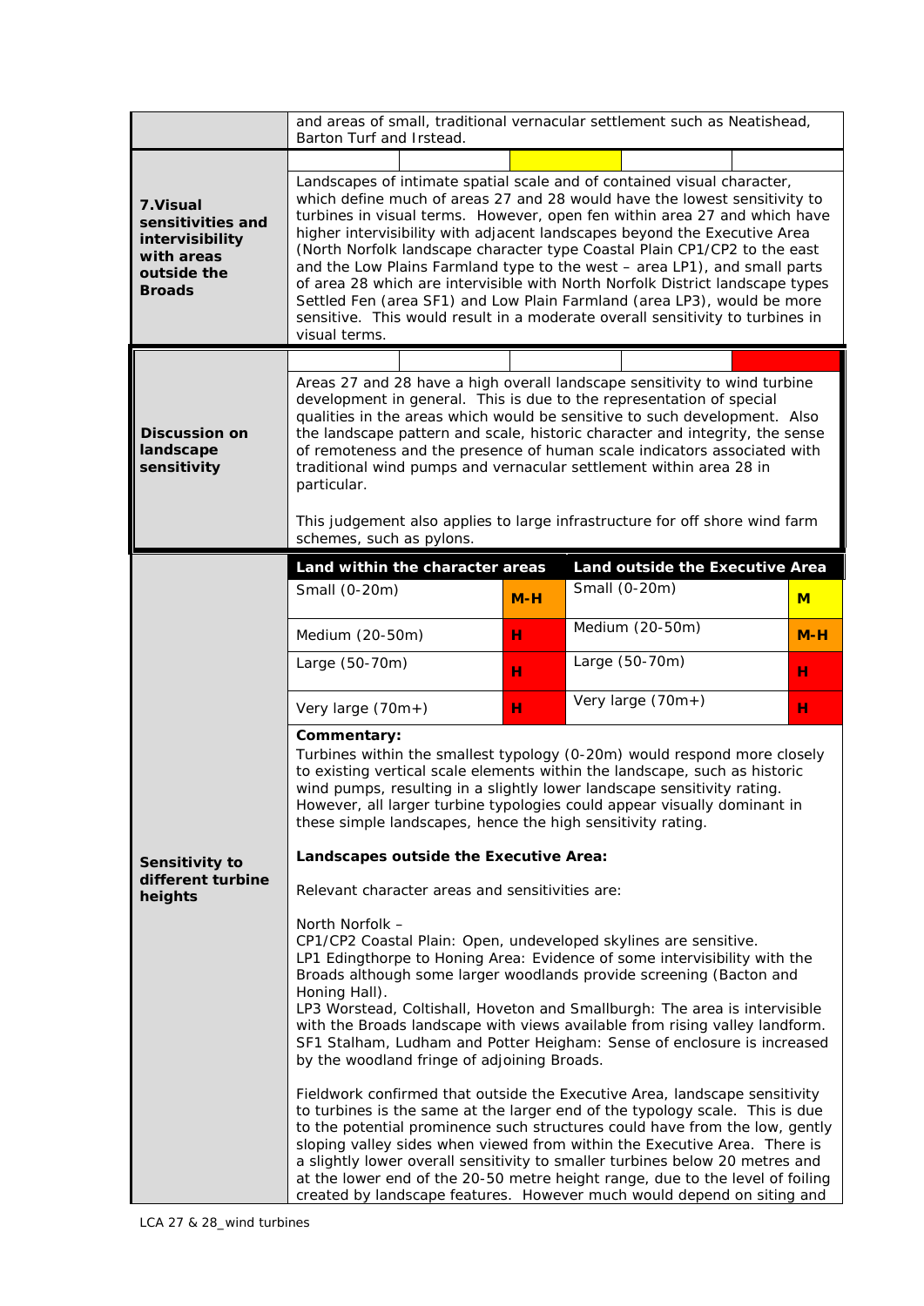| | |
|---|---|
| | and areas of small, traditional vernacular settlement such as Neatishead, Barton Turf and Irstead. |
| **7.Visual sensitivities and intervisibility with areas outside the Broads** | Landscapes of intimate spatial scale and of contained visual character, which define much of areas 27 and 28 would have the lowest sensitivity to turbines in visual terms. However, open fen within area 27 and which have higher intervisibility with adjacent landscapes beyond the Executive Area (North Norfolk landscape character type Coastal Plain CP1/CP2 to the east and the Low Plains Farmland type to the west – area LP1), and small parts of area 28 which are intervisible with North Norfolk District landscape types Settled Fen (area SF1) and Low Plain Farmland (area LP3), would be more sensitive. This would result in a moderate overall sensitivity to turbines in visual terms. |
| **Discussion on landscape sensitivity** | Areas 27 and 28 have a high overall landscape sensitivity to wind turbine development in general. This is due to the representation of special qualities in the areas which would be sensitive to such development. Also the landscape pattern and scale, historic character and integrity, the sense of remoteness and the presence of human scale indicators associated with traditional wind pumps and vernacular settlement within area 28 in particular.<br><br>This judgement also applies to large infrastructure for off shore wind farm schemes, such as pylons. |

**Sensitivity to different turbine heights**

| Land within the character areas | | Land outside the Executive Area | |
|---|---|---|---|
| Small (0-20m) | M-H | Small (0-20m) | M |
| Medium (20-50m) | H | Medium (20-50m) | M-H |
| Large (50-70m) | H | Large (50-70m) | H |
| Very large (70m+) | H | Very large (70m+) | H |

**Commentary:**
Turbines within the smallest typology (0-20m) would respond more closely to existing vertical scale elements within the landscape, such as historic wind pumps, resulting in a slightly lower landscape sensitivity rating. However, all larger turbine typologies could appear visually dominant in these simple landscapes, hence the high sensitivity rating.

**Landscapes outside the Executive Area:**

Relevant character areas and sensitivities are:

North Norfolk –
CP1/CP2 Coastal Plain: Open, undeveloped skylines are sensitive.
LP1 Edingthorpe to Honing Area: Evidence of some intervisibility with the Broads although some larger woodlands provide screening (Bacton and Honing Hall).
LP3 Worstead, Coltishall, Hoveton and Smallburgh: The area is intervisible with the Broads landscape with views available from rising valley landform.
SF1 Stalham, Ludham and Potter Heigham: Sense of enclosure is increased by the woodland fringe of adjoining Broads.

Fieldwork confirmed that outside the Executive Area, landscape sensitivity to turbines is the same at the larger end of the typology scale. This is due to the potential prominence such structures could have from the low, gently sloping valley sides when viewed from within the Executive Area. There is a slightly lower overall sensitivity to smaller turbines below 20 metres and at the lower end of the 20-50 metre height range, due to the level of foiling created by landscape features. However much would depend on siting and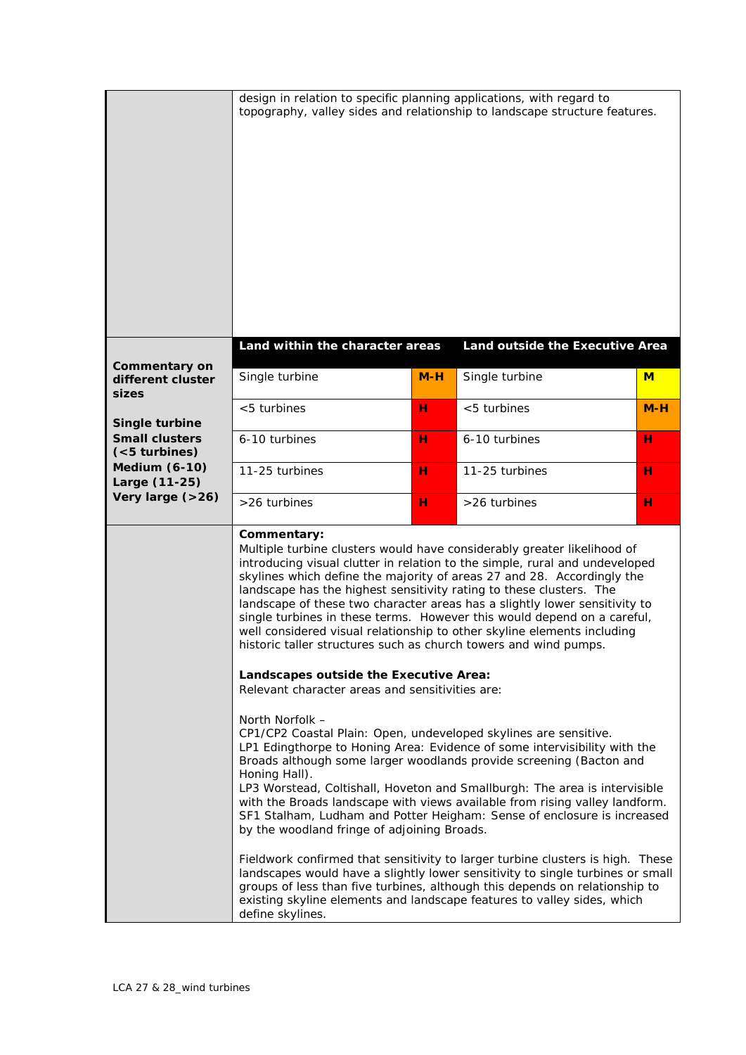design in relation to specific planning applications, with regard to topography, valley sides and relationship to landscape structure features.

| | Land within the character areas | | Land outside the Executive Area | |
|---|---|---|---|---|
| **Commentary on different cluster sizes**<br><br>**Single turbine**<br>**Small clusters (<5 turbines)**<br>**Medium (6-10)**<br>**Large (11-25)**<br>**Very large (>26)** | Single turbine | **M-H** | Single turbine | **M** |
| | <5 turbines | **H** | <5 turbines | **M-H** |
| | 6-10 turbines | **H** | 6-10 turbines | **H** |
| | 11-25 turbines | **H** | 11-25 turbines | **H** |
| | >26 turbines | **H** | >26 turbines | **H** |

**Commentary:**
Multiple turbine clusters would have considerably greater likelihood of introducing visual clutter in relation to the simple, rural and undeveloped skylines which define the majority of areas 27 and 28. Accordingly the landscape has the highest sensitivity rating to these clusters. The landscape of these two character areas has a slightly lower sensitivity to single turbines in these terms. However this would depend on a careful, well considered visual relationship to other skyline elements including historic taller structures such as church towers and wind pumps.

**Landscapes outside the Executive Area:**
Relevant character areas and sensitivities are:

North Norfolk –
CP1/CP2 Coastal Plain: Open, undeveloped skylines are sensitive.
LP1 Edingthorpe to Honing Area: Evidence of some intervisibility with the Broads although some larger woodlands provide screening (Bacton and Honing Hall).
LP3 Worstead, Coltishall, Hoveton and Smallburgh: The area is intervisible with the Broads landscape with views available from rising valley landform.
SF1 Stalham, Ludham and Potter Heigham: Sense of enclosure is increased by the woodland fringe of adjoining Broads.

Fieldwork confirmed that sensitivity to larger turbine clusters is high. These landscapes would have a slightly lower sensitivity to single turbines or small groups of less than five turbines, although this depends on relationship to existing skyline elements and landscape features to valley sides, which define skylines.